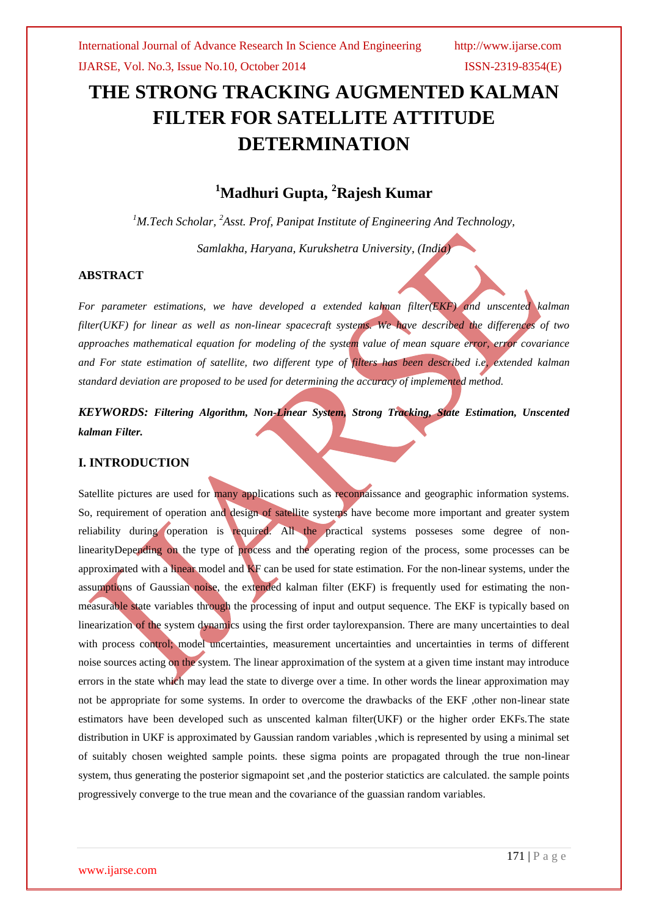# THE STRONG TRACKING AUGMENTED KALMAN FILTER FOR SATELLITE ATTITUDE DETERMINATION

## [1]Madhuri Gupta, [2]Rajesh Kumar

*[1]M.Tech Scholar, [2]Asst. Prof, Panipat Institute of Engineering And Technology,*

*Samlakha, Haryana, Kurukshetra University, (India)*

### ABSTRACT

*For parameter estimations, we have developed a extended kalman filter(EKF) and unscented kalman filter(UKF) for linear as well as non-linear spacecraft systems. We have described the differences of two approaches mathematical equation for modeling of the system value of mean square error, error covariance and For state estimation of satellite, two different type of filters has been described i.e, extended kalman standard deviation are proposed to be used for determining the accuracy of implemented method.*

***KEYWORDS: Filtering Algorithm, Non-Linear System, Strong Tracking, State Estimation, Unscented kalman Filter.***

### I. INTRODUCTION

Satellite pictures are used for many applications such as reconnaissance and geographic information systems. So, requirement of operation and design of satellite systems have become more important and greater system reliability during operation is required. All the practical systems posseses some degree of non-linearityDepending on the type of process and the operating region of the process, some processes can be approximated with a linear model and KF can be used for state estimation. For the non-linear systems, under the assumptions of Gaussian noise, the extended kalman filter (EKF) is frequently used for estimating the non-measurable state variables through the processing of input and output sequence. The EKF is typically based on linearization of the system dynamics using the first order taylorexpansion. There are many uncertainties to deal with process control; model uncertainties, measurement uncertainties and uncertainties in terms of different noise sources acting on the system. The linear approximation of the system at a given time instant may introduce errors in the state which may lead the state to diverge over a time. In other words the linear approximation may not be appropriate for some systems. In order to overcome the drawbacks of the EKF ,other non-linear state estimators have been developed such as unscented kalman filter(UKF) or the higher order EKFs.The state distribution in UKF is approximated by Gaussian random variables ,which is represented by using a minimal set of suitably chosen weighted sample points. these sigma points are propagated through the true non-linear system, thus generating the posterior sigmapoint set ,and the posterior statictics are calculated. the sample points progressively converge to the true mean and the covariance of the guassian random variables.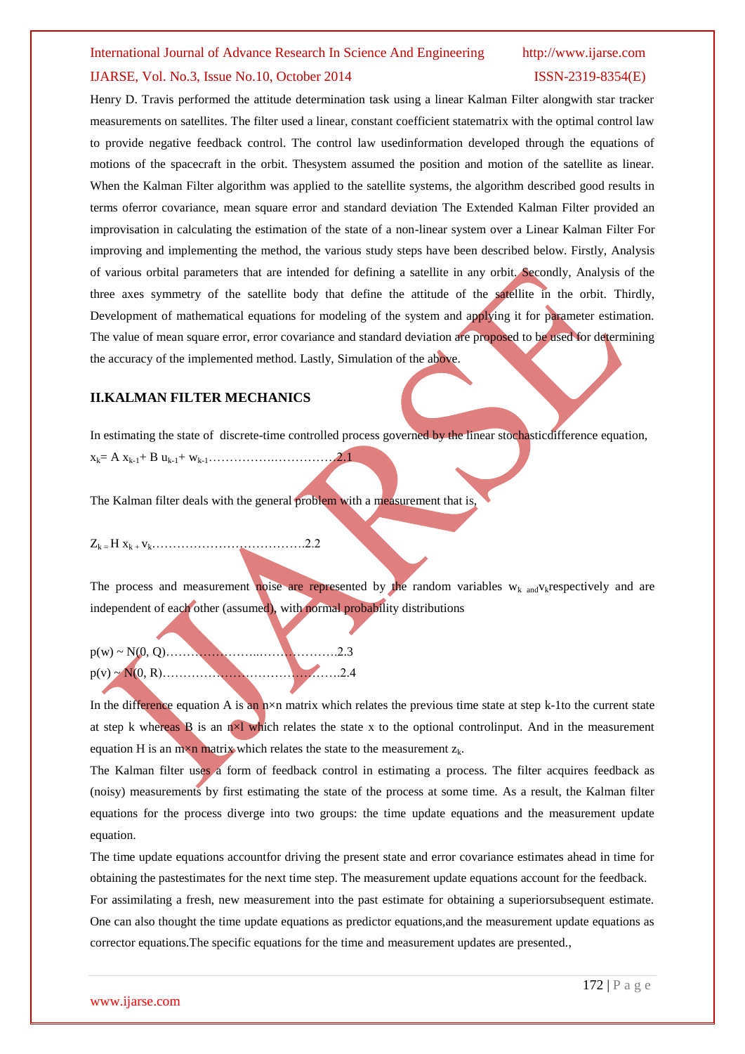Henry D. Travis performed the attitude determination task using a linear Kalman Filter alongwith star tracker measurements on satellites. The filter used a linear, constant coefficient statematrix with the optimal control law to provide negative feedback control. The control law usedinformation developed through the equations of motions of the spacecraft in the orbit. Thesystem assumed the position and motion of the satellite as linear. When the Kalman Filter algorithm was applied to the satellite systems, the algorithm described good results in terms oferror covariance, mean square error and standard deviation The Extended Kalman Filter provided an improvisation in calculating the estimation of the state of a non-linear system over a Linear Kalman Filter For improving and implementing the method, the various study steps have been described below. Firstly, Analysis of various orbital parameters that are intended for defining a satellite in any orbit. Secondly, Analysis of the three axes symmetry of the satellite body that define the attitude of the satellite in the orbit. Thirdly, Development of mathematical equations for modeling of the system and applying it for parameter estimation. The value of mean square error, error covariance and standard deviation are proposed to be used for determining the accuracy of the implemented method. Lastly, Simulation of the above.

## II.KALMAN FILTER MECHANICS

In estimating the state of discrete-time controlled process governed by the linear stochasticdifference equation,

$$x_k = A\, x_{k-1} + B\, u_{k-1} + w_{k-1} \quad \text{……………………………2.1}$$

The Kalman filter deals with the general problem with a measurement that is,

$$Z_k = H\, x_k + v_k \quad \text{……………………………….2.2}$$

The process and measurement noise are represented by the random variables $w_k$ and $v_k$ respectively and are independent of each other (assumed), with normal probability distributions

$$p(w) \sim N(0, Q) \quad \text{…………………..……………….2.3}$$

$$p(v) \sim N(0, R) \quad \text{…………………………………….2.4}$$

In the difference equation A is an n×n matrix which relates the previous time state at step k-1to the current state at step k whereas B is an n×l which relates the state x to the optional controlinput. And in the measurement equation H is an m×n matrix which relates the state to the measurement $z_k$.

The Kalman filter uses a form of feedback control in estimating a process. The filter acquires feedback as (noisy) measurements by first estimating the state of the process at some time. As a result, the Kalman filter equations for the process diverge into two groups: the time update equations and the measurement update equation.

The time update equations accountfor driving the present state and error covariance estimates ahead in time for obtaining the pastestimates for the next time step. The measurement update equations account for the feedback.

For assimilating a fresh, new measurement into the past estimate for obtaining a superiorsubsequent estimate. One can also thought the time update equations as predictor equations,and the measurement update equations as corrector equations.The specific equations for the time and measurement updates are presented.,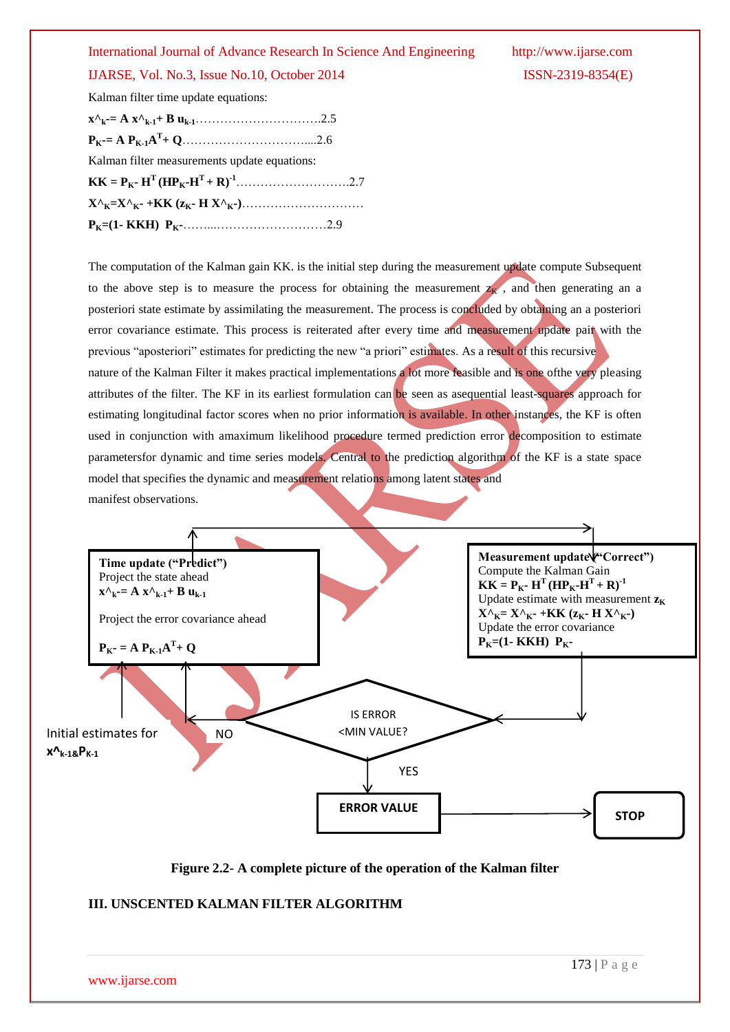Kalman filter time update equations:

$$\hat{x}_{k}^{-} = A\,\hat{x}_{k-1} + B\,u_{k-1} \quad \text{..............................2.5}$$

$$P_{K}^{-} = A\,P_{K-1}A^{T} + Q \quad \text{..............................2.6}$$

Kalman filter measurements update equations:

$$KK = P_{K}^{-}\,H^{T}(HP_{K}^{-}H^{T} + R)^{-1} \quad \text{..............................2.7}$$

$$\hat{X}_{K} = \hat{X}_{K}^{-} + KK\,(z_{K} - H\,\hat{X}_{K}^{-}) \quad \text{..............................}$$

$$P_{K} = (1 - KKH)\,P_{K}^{-} \quad \text{..............................2.9}$$

The computation of the Kalman gain KK. is the initial step during the measurement update compute Subsequent to the above step is to measure the process for obtaining the measurement $z_K$ , and then generating an a posteriori state estimate by assimilating the measurement. The process is concluded by obtaining an a posteriori error covariance estimate. This process is reiterated after every time and measurement update pair with the previous "aposteriori" estimates for predicting the new "a priori" estimates. As a result of this recursive nature of the Kalman Filter it makes practical implementations a lot more feasible and is one ofthe very pleasing attributes of the filter. The KF in its earliest formulation can be seen as asequential least-squares approach for estimating longitudinal factor scores when no prior information is available. In other instances, the KF is often used in conjunction with amaximum likelihood procedure termed prediction error decomposition to estimate parametersfor dynamic and time series models. Central to the prediction algorithm of the KF is a state space model that specifies the dynamic and measurement relations among latent states and manifest observations.

**Time update ("Predict")**
Project the state ahead
$\hat{x}_{k}^{-} = A\,\hat{x}_{k-1} + B\,u_{k-1}$

Project the error covariance ahead

$P_{K}^{-} = A\,P_{K-1}A^{T} + Q$

**Measurement update ("Correct")**
Compute the Kalman Gain
$KK = P_{K}^{-}\,H^{T}(HP_{K}^{-}H^{T} + R)^{-1}$
Update estimate with measurement $z_K$
$\hat{X}_{K} = \hat{X}_{K}^{-} + KK\,(z_{K} - H\,\hat{X}_{K}^{-})$
Update the error covariance
$P_{K} = (1 - KKH)\,P_{K}^{-}$

Initial estimates for $\hat{x}_{k-1}$ & $P_{K-1}$

IS ERROR <MIN VALUE?

NO

YES

ERROR VALUE

STOP

**Figure 2.2- A complete picture of the operation of the Kalman filter**

## III. UNSCENTED KALMAN FILTER ALGORITHM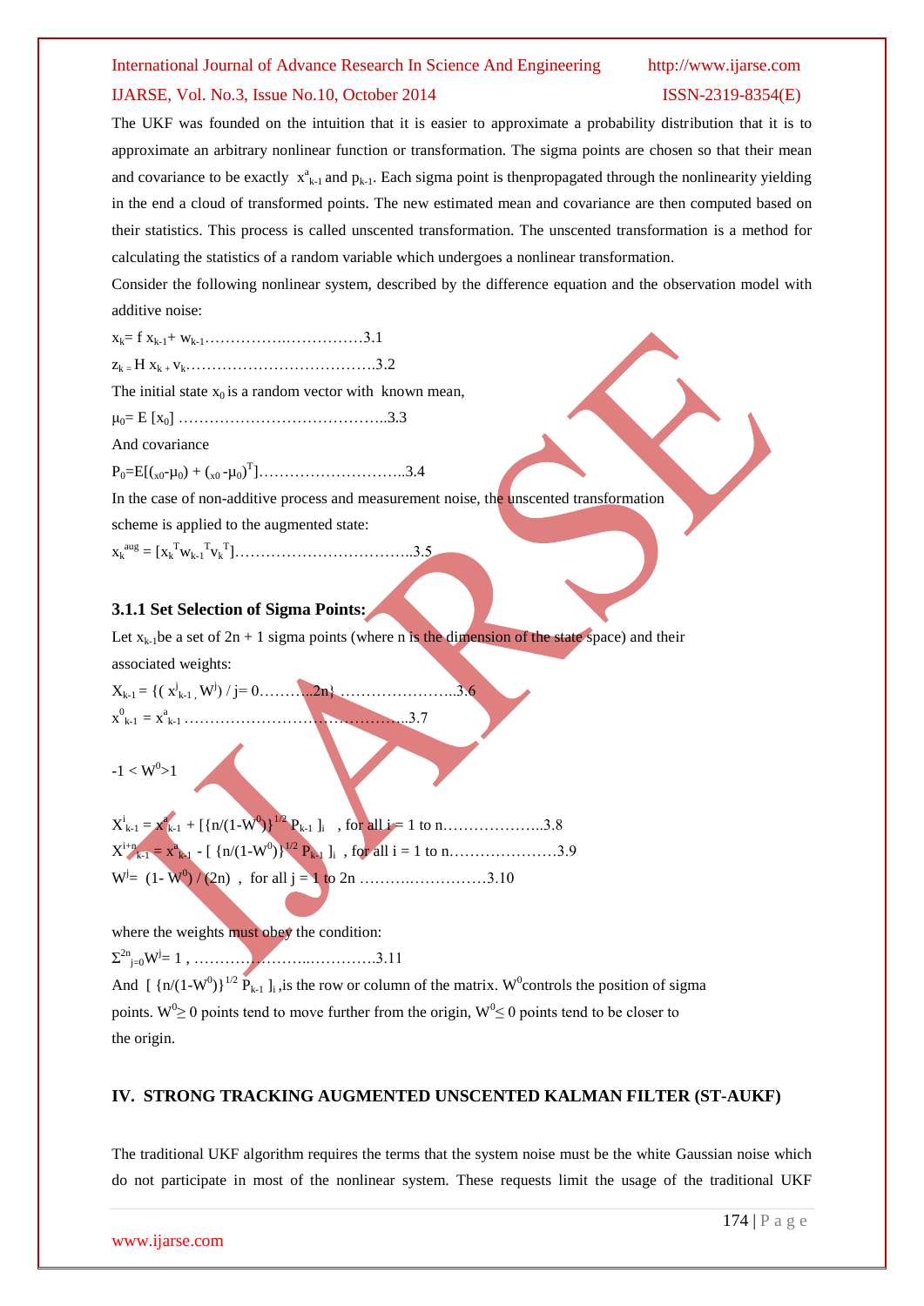The UKF was founded on the intuition that it is easier to approximate a probability distribution that it is to approximate an arbitrary nonlinear function or transformation. The sigma points are chosen so that their mean and covariance to be exactly $x^a_{k-1}$ and $p_{k-1}$. Each sigma point is thenpropagated through the nonlinearity yielding in the end a cloud of transformed points. The new estimated mean and covariance are then computed based on their statistics. This process is called unscented transformation. The unscented transformation is a method for calculating the statistics of a random variable which undergoes a nonlinear transformation.

Consider the following nonlinear system, described by the difference equation and the observation model with additive noise:

$x_k = f\, x_{k-1} + w_{k-1}$……………..……………3.1

$z_k = H\, x_k + v_k$……………………………….3.2

The initial state $x_0$ is a random vector with known mean,

$\mu_0 = E\,[x_0]$ …………………………………..3.3

And covariance

$P_0 = E[(x_0 - \mu_0) + (x_0 - \mu_0)^T]$………………………..3.4

In the case of non-additive process and measurement noise, the unscented transformation scheme is applied to the augmented state:

$x_k^{aug} = [x_k^T w_{k-1}^T v_k^T]$……………………………..3.5

### 3.1.1 Set Selection of Sigma Points:

Let $x_{k-1}$ be a set of $2n + 1$ sigma points (where n is the dimension of the state space) and their associated weights:

$X_{k-1} = \{(x^j_{k-1}, W^j) \,/\, j = 0……..2n\}$ …………………..3.6

$x^0_{k-1} = x^a_{k-1}$ ……………………………………..3.7

$-1 < W^0 > 1$

$X^i_{k-1} = x^a_{k-1} + [\{n/(1-W^0)\}^{1/2} P_{k-1}]_i$ , for all i = 1 to n………………..3.8

$X^{i+n}_{k-1} = x^a_{k-1} - [\{n/(1-W^0)\}^{1/2} P_{k-1}]_i$ , for all i = 1 to n…………………3.9

$W^j = (1 - W^0) / (2n)$ , for all j = 1 to 2n ……….……………3.10

where the weights must obey the condition:

$\Sigma^{2n}_{j=0} W^j = 1$ , …………………..………….3.11

And $[\{n/(1-W^0)\}^{1/2} P_{k-1}]_i$ ,is the row or column of the matrix. $W^0$ controls the position of sigma points. $W^0 \geq 0$ points tend to move further from the origin, $W^0 \leq 0$ points tend to be closer to the origin.

## IV. STRONG TRACKING AUGMENTED UNSCENTED KALMAN FILTER (ST-AUKF)

The traditional UKF algorithm requires the terms that the system noise must be the white Gaussian noise which do not participate in most of the nonlinear system. These requests limit the usage of the traditional UKF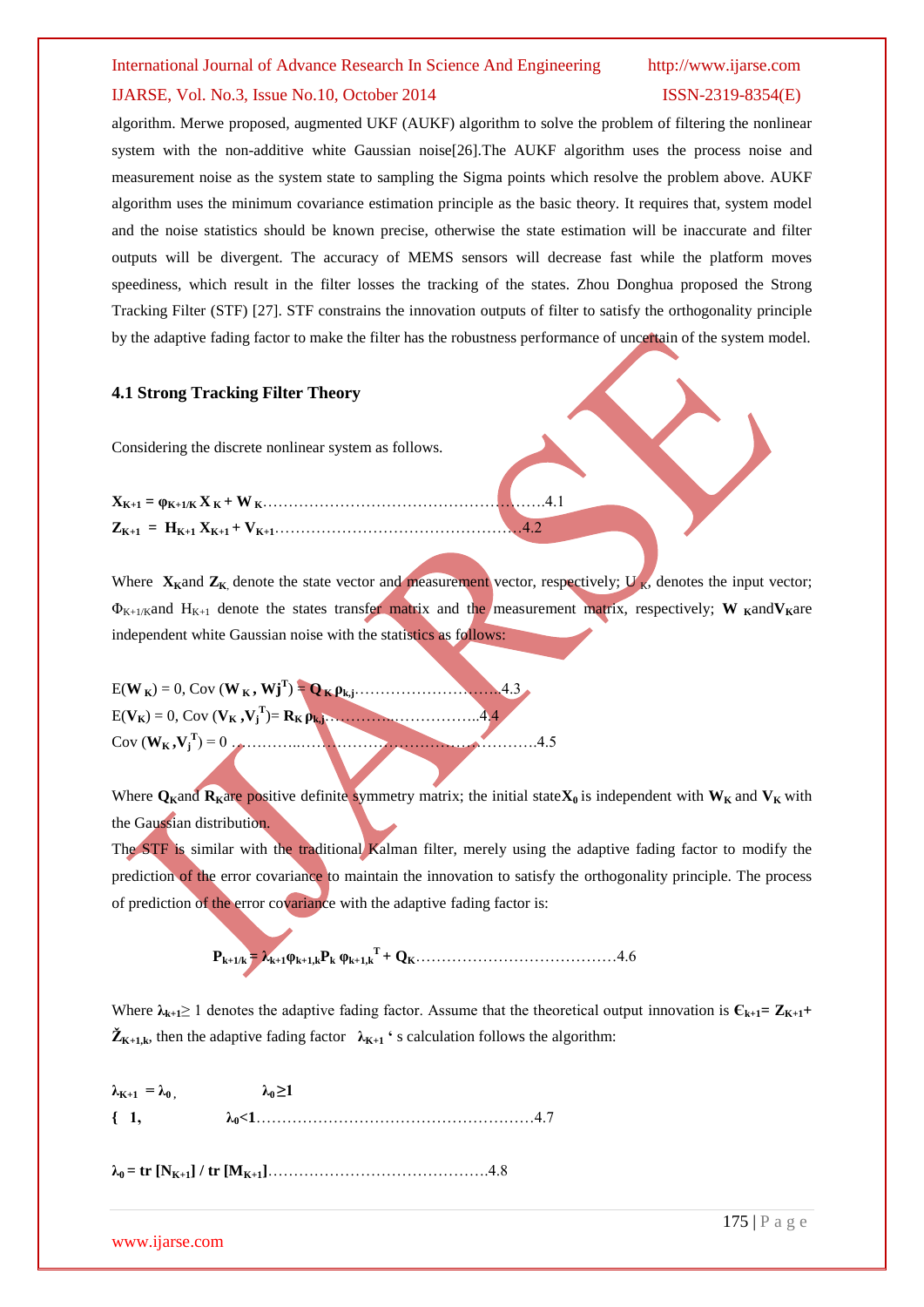algorithm. Merwe proposed, augmented UKF (AUKF) algorithm to solve the problem of filtering the nonlinear system with the non-additive white Gaussian noise[26].The AUKF algorithm uses the process noise and measurement noise as the system state to sampling the Sigma points which resolve the problem above. AUKF algorithm uses the minimum covariance estimation principle as the basic theory. It requires that, system model and the noise statistics should be known precise, otherwise the state estimation will be inaccurate and filter outputs will be divergent. The accuracy of MEMS sensors will decrease fast while the platform moves speediness, which result in the filter losses the tracking of the states. Zhou Donghua proposed the Strong Tracking Filter (STF) [27]. STF constrains the innovation outputs of filter to satisfy the orthogonality principle by the adaptive fading factor to make the filter has the robustness performance of uncertain of the system model.

### 4.1 Strong Tracking Filter Theory

Considering the discrete nonlinear system as follows.

$$\mathbf{X}_{K+1} = \boldsymbol{\varphi}_{K+1/K}\,\mathbf{X}_K + \mathbf{W}_K \qquad (4.1)$$

$$\mathbf{Z}_{K+1} = \mathbf{H}_{K+1}\,\mathbf{X}_{K+1} + \mathbf{V}_{K+1} \qquad (4.2)$$

Where $\mathbf{X}_K$ and $\mathbf{Z}_K$ denote the state vector and measurement vector, respectively; $U_K$, denotes the input vector; $\Phi_{K+1/K}$ and $H_{K+1}$ denote the states transfer matrix and the measurement matrix, respectively; $\mathbf{W}_K$ and $\mathbf{V}_K$ are independent white Gaussian noise with the statistics as follows:

$$E(\mathbf{W}_K) = 0,\ \mathrm{Cov}(\mathbf{W}_K, \mathbf{W}_j^T) = \mathbf{Q}_K\,\boldsymbol{\rho}_{k,j} \qquad (4.3)$$

$$E(\mathbf{V}_K) = 0,\ \mathrm{Cov}(\mathbf{V}_K, \mathbf{V}_j^T) = \mathbf{R}_K\,\boldsymbol{\rho}_{k,j} \qquad (4.4)$$

$$\mathrm{Cov}(\mathbf{W}_K, \mathbf{V}_j^T) = 0 \qquad (4.5)$$

Where $\mathbf{Q}_K$ and $\mathbf{R}_K$ are positive definite symmetry matrix; the initial state $\mathbf{X}_0$ is independent with $\mathbf{W}_K$ and $\mathbf{V}_K$ with the Gaussian distribution.

The STF is similar with the traditional Kalman filter, merely using the adaptive fading factor to modify the prediction of the error covariance to maintain the innovation to satisfy the orthogonality principle. The process of prediction of the error covariance with the adaptive fading factor is:

$$\mathbf{P}_{k+1/k} = \boldsymbol{\lambda}_{k+1}\boldsymbol{\varphi}_{k+1,k}\mathbf{P}_k\,\boldsymbol{\varphi}_{k+1,k}^T + \mathbf{Q}_K \qquad (4.6)$$

Where $\boldsymbol{\lambda}_{k+1} \geq 1$ denotes the adaptive fading factor. Assume that the theoretical output innovation is $\boldsymbol{\epsilon}_{k+1} = \mathbf{Z}_{K+1} + \check{\mathbf{Z}}_{K+1,k}$, then the adaptive fading factor $\boldsymbol{\lambda}_{K+1}$'s calculation follows the algorithm:

$$\boldsymbol{\lambda}_{K+1} = \begin{cases} \boldsymbol{\lambda}_0, & \boldsymbol{\lambda}_0 \geq 1 \\ 1, & \boldsymbol{\lambda}_0 < 1 \end{cases} \qquad (4.7)$$

$$\boldsymbol{\lambda}_0 = \mathrm{tr}\,[\mathbf{N}_{K+1}] \,/\, \mathrm{tr}\,[\mathbf{M}_{K+1}] \qquad (4.8)$$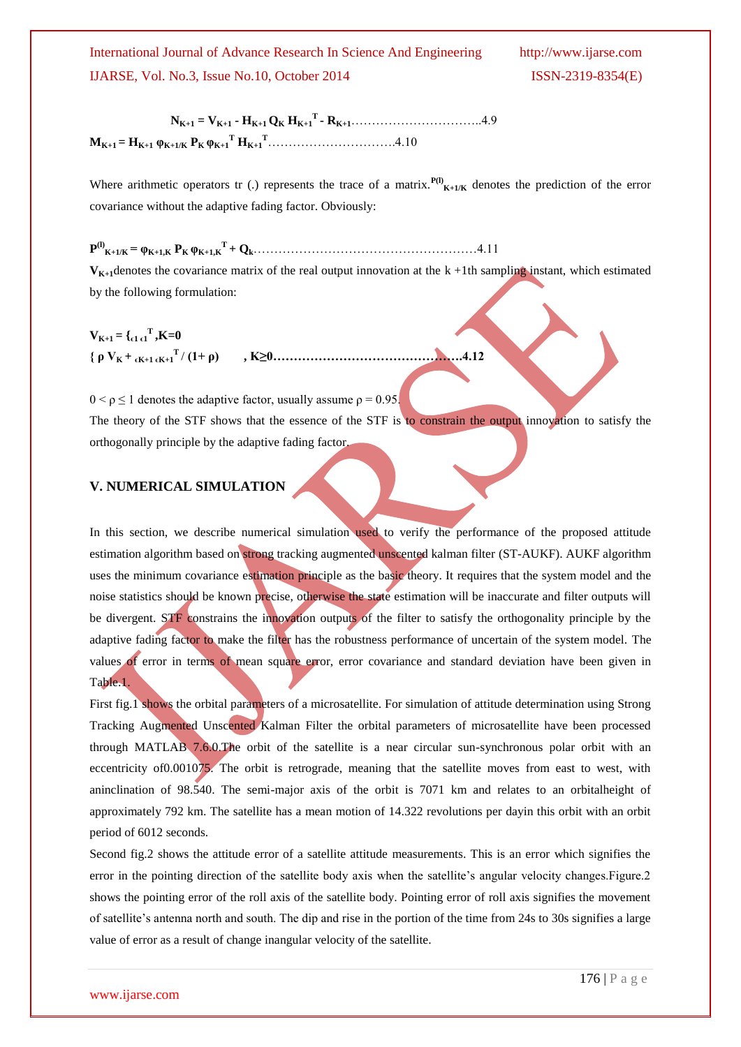$$N_{K+1} = V_{K+1} - H_{K+1} Q_K H_{K+1}^T - R_{K+1} \quad \text{……………………………..4.9}$$

$$M_{K+1} = H_{K+1} \varphi_{K+1/K} P_K \varphi_{K+1}^T H_{K+1}^T \quad \text{…………………………4.10}$$

Where arithmetic operators tr (.) represents the trace of a matrix. $P^{(l)}_{K+1/K}$ denotes the prediction of the error covariance without the adaptive fading factor. Obviously:

$$P^{(l)}_{K+1/K} = \varphi_{K+1,K} P_K \varphi_{K+1,K}^T + Q_k \quad \text{………………………………………………4.11}$$

$V_{K+1}$denotes the covariance matrix of the real output innovation at the k +1th sampling instant, which estimated by the following formulation:

$$V_{K+1} = \{ \epsilon_1 \epsilon_1^T, K=0$$
$$\{ \rho V_K + \epsilon_{K+1} \epsilon_{K+1}^T / (1+\rho) \qquad , K\geq 0 \quad \text{………………………………………4.12}$$

$0 < \rho \leq 1$ denotes the adaptive factor, usually assume $\rho = 0.95$.

The theory of the STF shows that the essence of the STF is to constrain the output innovation to satisfy the orthogonally principle by the adaptive fading factor.

## V. NUMERICAL SIMULATION

In this section, we describe numerical simulation used to verify the performance of the proposed attitude estimation algorithm based on strong tracking augmented unscented kalman filter (ST-AUKF). AUKF algorithm uses the minimum covariance estimation principle as the basic theory. It requires that the system model and the noise statistics should be known precise, otherwise the state estimation will be inaccurate and filter outputs will be divergent. STF constrains the innovation outputs of the filter to satisfy the orthogonality principle by the adaptive fading factor to make the filter has the robustness performance of uncertain of the system model. The values of error in terms of mean square error, error covariance and standard deviation have been given in Table.1.

First fig.1 shows the orbital parameters of a microsatellite. For simulation of attitude determination using Strong Tracking Augmented Unscented Kalman Filter the orbital parameters of microsatellite have been processed through MATLAB 7.6.0.The orbit of the satellite is a near circular sun-synchronous polar orbit with an eccentricity of0.001075. The orbit is retrograde, meaning that the satellite moves from east to west, with aninclination of 98.540. The semi-major axis of the orbit is 7071 km and relates to an orbitalheight of approximately 792 km. The satellite has a mean motion of 14.322 revolutions per dayin this orbit with an orbit period of 6012 seconds.

Second fig.2 shows the attitude error of a satellite attitude measurements. This is an error which signifies the error in the pointing direction of the satellite body axis when the satellite's angular velocity changes.Figure.2 shows the pointing error of the roll axis of the satellite body. Pointing error of roll axis signifies the movement of satellite's antenna north and south. The dip and rise in the portion of the time from 24s to 30s signifies a large value of error as a result of change inangular velocity of the satellite.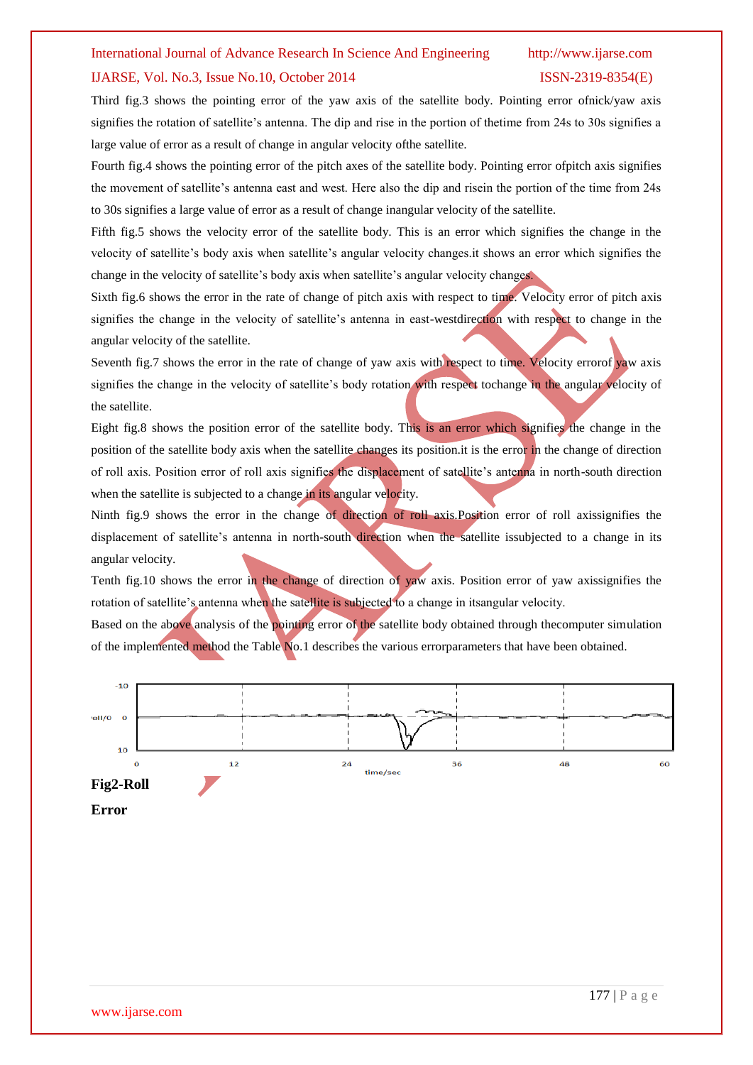Third fig.3 shows the pointing error of the yaw axis of the satellite body. Pointing error ofnick/yaw axis signifies the rotation of satellite's antenna. The dip and rise in the portion of thetime from 24s to 30s signifies a large value of error as a result of change in angular velocity ofthe satellite.

Fourth fig.4 shows the pointing error of the pitch axes of the satellite body. Pointing error ofpitch axis signifies the movement of satellite's antenna east and west. Here also the dip and risein the portion of the time from 24s to 30s signifies a large value of error as a result of change inangular velocity of the satellite.

Fifth fig.5 shows the velocity error of the satellite body. This is an error which signifies the change in the velocity of satellite's body axis when satellite's angular velocity changes.it shows an error which signifies the change in the velocity of satellite's body axis when satellite's angular velocity changes.

Sixth fig.6 shows the error in the rate of change of pitch axis with respect to time. Velocity error of pitch axis signifies the change in the velocity of satellite's antenna in east-westdirection with respect to change in the angular velocity of the satellite.

Seventh fig.7 shows the error in the rate of change of yaw axis with respect to time. Velocity errorof yaw axis signifies the change in the velocity of satellite's body rotation with respect tochange in the angular velocity of the satellite.

Eight fig.8 shows the position error of the satellite body. This is an error which signifies the change in the position of the satellite body axis when the satellite changes its position.it is the error in the change of direction of roll axis. Position error of roll axis signifies the displacement of satellite's antenna in north-south direction when the satellite is subjected to a change in its angular velocity.

Ninth fig.9 shows the error in the change of direction of roll axis.Position error of roll axissignifies the displacement of satellite's antenna in north-south direction when the satellite issubjected to a change in its angular velocity.

Tenth fig.10 shows the error in the change of direction of yaw axis. Position error of yaw axissignifies the rotation of satellite's antenna when the satellite is subjected to a change in itsangular velocity.

Based on the above analysis of the pointing error of the satellite body obtained through thecomputer simulation of the implemented method the Table No.1 describes the various errorparameters that have been obtained.

**Fig2-Roll Error**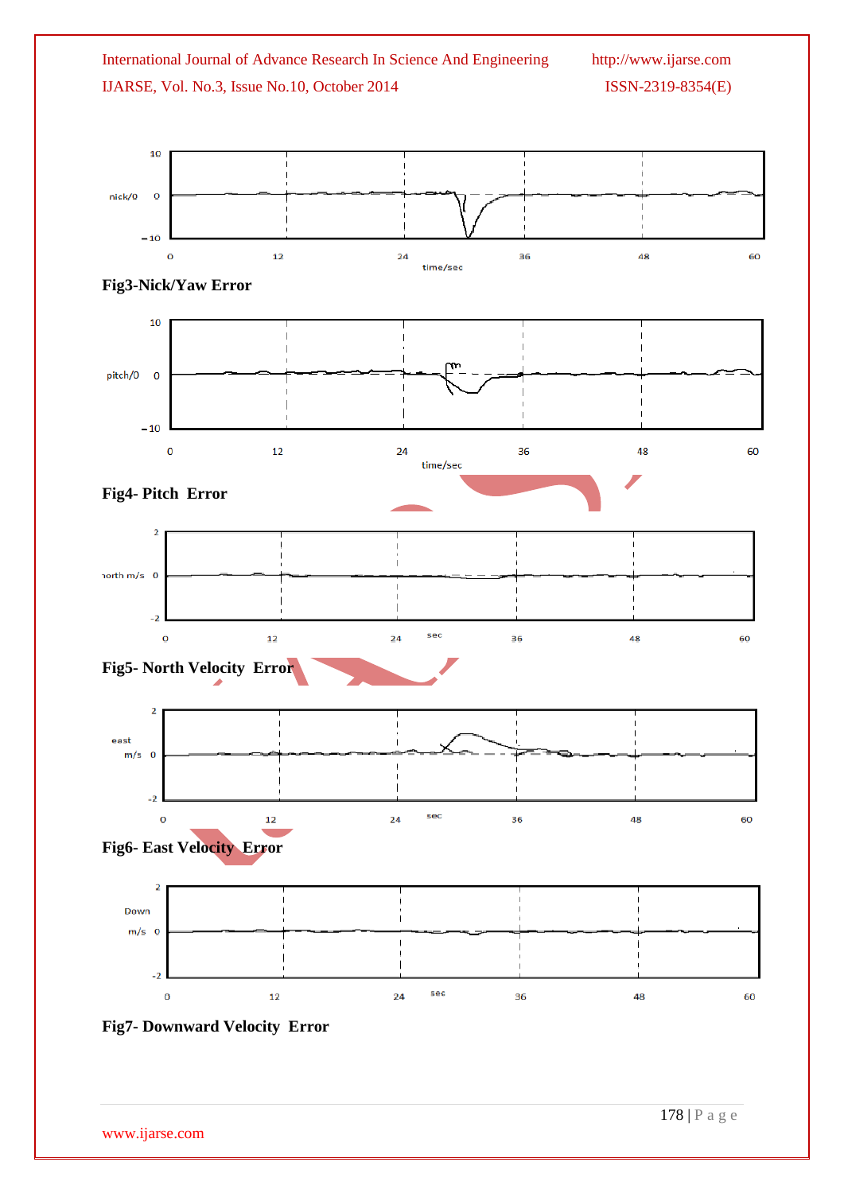**Fig3-Nick/Yaw Error**

**Fig4- Pitch Error**

**Fig5- North Velocity Error**

**Fig6- East Velocity Error**

**Fig7- Downward Velocity Error**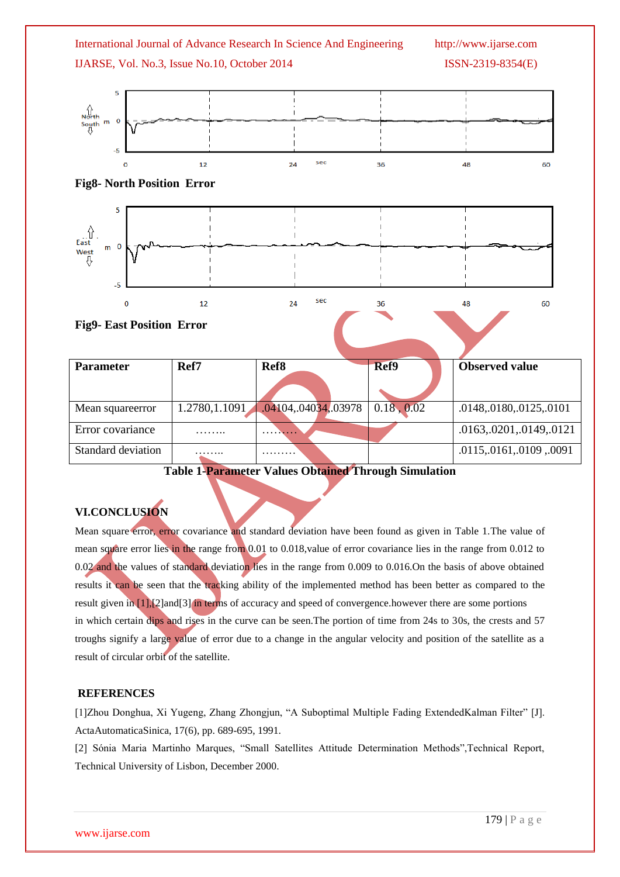**Fig8- North Position Error**

**Fig9- East Position Error**

| Parameter | Ref7 | Ref8 | Ref9 | Observed value |
|---|---|---|---|---|
| Mean squareerror | 1.2780,1.1091 | .04104,.04034,.03978 | 0.18 , 0.02 | .0148,.0180,.0125,.0101 |
| Error covariance | …….. | ……… | | .0163,.0201,.0149,.0121 |
| Standard deviation | …….. | ……… | | .0115,.0161,.0109 ,.0091 |

**Table 1-Parameter Values Obtained Through Simulation**

## VI.CONCLUSION

Mean square error, error covariance and standard deviation have been found as given in Table 1.The value of mean square error lies in the range from 0.01 to 0.018,value of error covariance lies in the range from 0.012 to 0.02 and the values of standard deviation lies in the range from 0.009 to 0.016.On the basis of above obtained results it can be seen that the tracking ability of the implemented method has been better as compared to the result given in [1],[2]and[3] in terms of accuracy and speed of convergence.however there are some portions in which certain dips and rises in the curve can be seen.The portion of time from 24s to 30s, the crests and 57 troughs signify a large value of error due to a change in the angular velocity and position of the satellite as a result of circular orbit of the satellite.

## REFERENCES

[1]Zhou Donghua, Xi Yugeng, Zhang Zhongjun, "A Suboptimal Multiple Fading ExtendedKalman Filter" [J]. ActaAutomaticaSinica, 17(6), pp. 689-695, 1991.

[2] Sónia Maria Martinho Marques, "Small Satellites Attitude Determination Methods",Technical Report, Technical University of Lisbon, December 2000.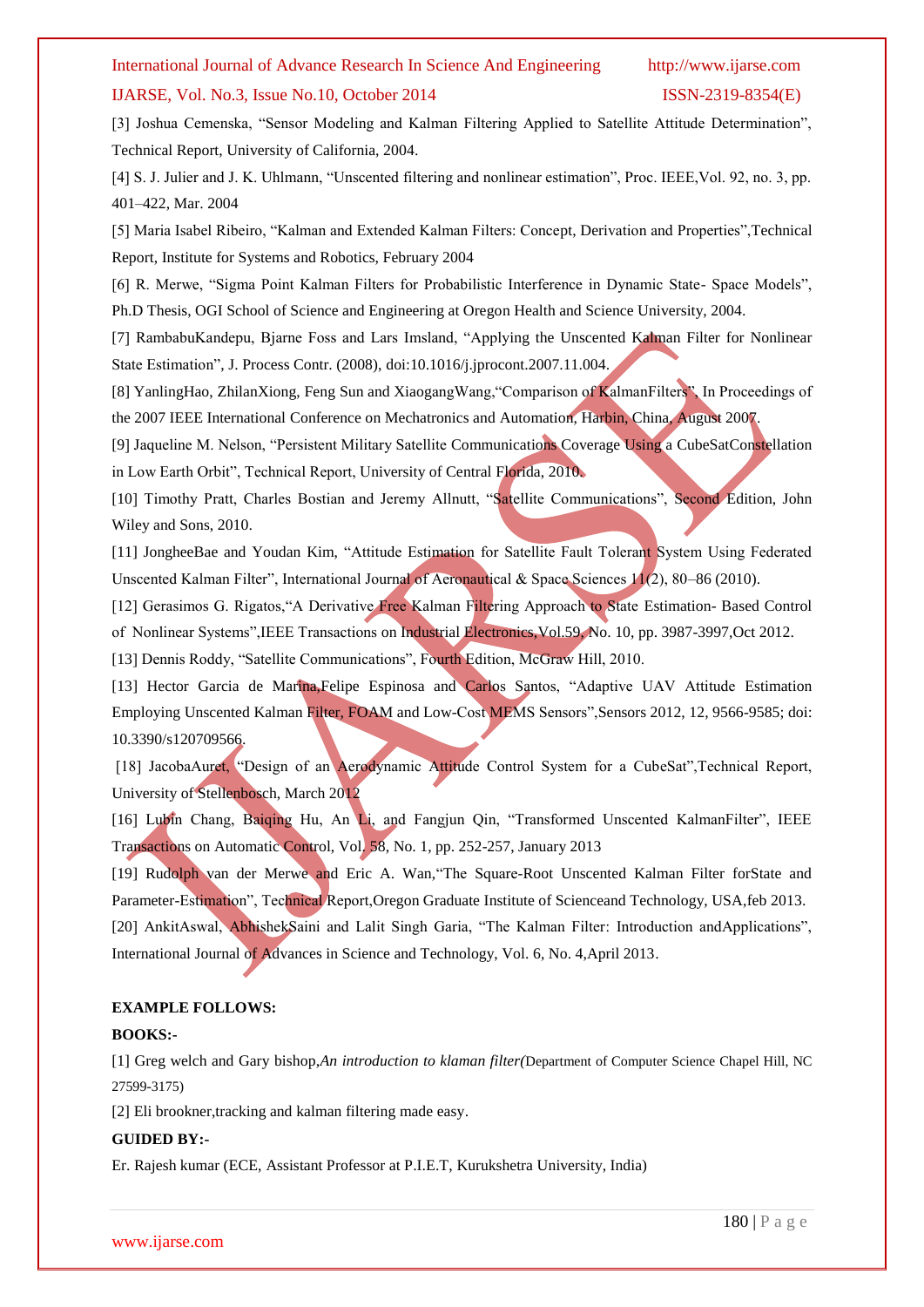[3] Joshua Cemenska, “Sensor Modeling and Kalman Filtering Applied to Satellite Attitude Determination”, Technical Report, University of California, 2004.

[4] S. J. Julier and J. K. Uhlmann, “Unscented filtering and nonlinear estimation”, Proc. IEEE,Vol. 92, no. 3, pp. 401–422, Mar. 2004

[5] Maria Isabel Ribeiro, “Kalman and Extended Kalman Filters: Concept, Derivation and Properties”,Technical Report, Institute for Systems and Robotics, February 2004

[6] R. Merwe, “Sigma Point Kalman Filters for Probabilistic Interference in Dynamic State- Space Models”, Ph.D Thesis, OGI School of Science and Engineering at Oregon Health and Science University, 2004.

[7] RambabuKandepu, Bjarne Foss and Lars Imsland, “Applying the Unscented Kalman Filter for Nonlinear State Estimation”, J. Process Contr. (2008), doi:10.1016/j.jprocont.2007.11.004.

[8] YanlingHao, ZhilanXiong, Feng Sun and XiaogangWang,“Comparison of KalmanFilters”, In Proceedings of the 2007 IEEE International Conference on Mechatronics and Automation, Harbin, China, August 2007.

[9] Jaqueline M. Nelson, “Persistent Military Satellite Communications Coverage Using a CubeSatConstellation in Low Earth Orbit”, Technical Report, University of Central Florida, 2010.

[10] Timothy Pratt, Charles Bostian and Jeremy Allnutt, “Satellite Communications”, Second Edition, John Wiley and Sons, 2010.

[11] JongheeBae and Youdan Kim, “Attitude Estimation for Satellite Fault Tolerant System Using Federated Unscented Kalman Filter”, International Journal of Aeronautical & Space Sciences 11(2), 80–86 (2010).

[12] Gerasimos G. Rigatos,“A Derivative Free Kalman Filtering Approach to State Estimation- Based Control of Nonlinear Systems”,IEEE Transactions on Industrial Electronics,Vol.59, No. 10, pp. 3987-3997,Oct 2012.

[13] Dennis Roddy, “Satellite Communications”, Fourth Edition, McGraw Hill, 2010.

[13] Hector Garcia de Marina,Felipe Espinosa and Carlos Santos, “Adaptive UAV Attitude Estimation Employing Unscented Kalman Filter, FOAM and Low-Cost MEMS Sensors”,Sensors 2012, 12, 9566-9585; doi: 10.3390/s120709566.

[18] JacobaAuret, “Design of an Aerodynamic Attitude Control System for a CubeSat”,Technical Report, University of Stellenbosch, March 2012

[16] Lubin Chang, Baiqing Hu, An Li, and Fangjun Qin, “Transformed Unscented KalmanFilter”, IEEE Transactions on Automatic Control, Vol. 58, No. 1, pp. 252-257, January 2013

[19] Rudolph van der Merwe and Eric A. Wan,“The Square-Root Unscented Kalman Filter forState and Parameter-Estimation”, Technical Report,Oregon Graduate Institute of Scienceand Technology, USA,feb 2013.

[20] AnkitAswal, AbhishekSaini and Lalit Singh Garia, “The Kalman Filter: Introduction andApplications”, International Journal of Advances in Science and Technology, Vol. 6, No. 4,April 2013.

**EXAMPLE FOLLOWS:**

**BOOKS:-**

[1] Greg welch and Gary bishop,*An introduction to klaman filter*(Department of Computer Science Chapel Hill, NC 27599-3175)

[2] Eli brookner,tracking and kalman filtering made easy.

**GUIDED BY:-**

Er. Rajesh kumar (ECE, Assistant Professor at P.I.E.T, Kurukshetra University, India)